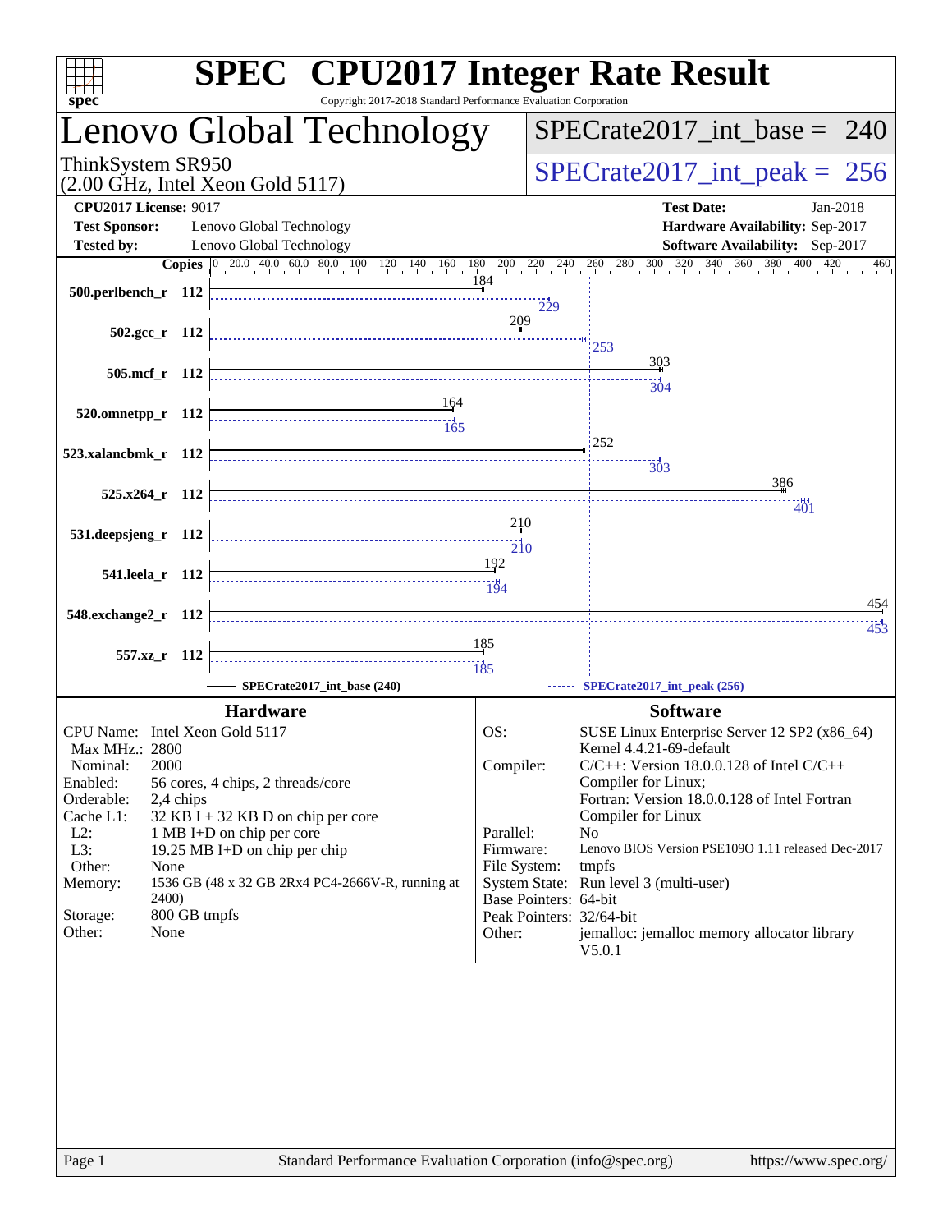# SPEC CPU2017 Integer Rate Result

Copyright 2017-2018 Standard Performance Evaluation Corporation

## Lenovo Global Technology

ThinkSystem SR950
(2.00 GHz, Intel Xeon Gold 5117)

SPECrate2017_int_base = 240

SPECrate2017_int_peak = 256

| | | | |
|---|---|---|---|
| **CPU2017 License:** | 9017 | **Test Date:** | Jan-2018 |
| **Test Sponsor:** | Lenovo Global Technology | **Hardware Availability:** | Sep-2017 |
| **Tested by:** | Lenovo Global Technology | **Software Availability:** | Sep-2017 |

| Benchmark | Copies | Base | Peak |
|---|---|---|---|
| 500.perlbench_r | 112 | 184 | 229 |
| 502.gcc_r | 112 | 209 | 253 |
| 505.mcf_r | 112 | 303 | 304 |
| 520.omnetpp_r | 112 | 164 | 165 |
| 523.xalancbmk_r | 112 | 252 | 303 |
| 525.x264_r | 112 | 386 | 401 |
| 531.deepsjeng_r | 112 | 210 | 210 |
| 541.leela_r | 112 | 192 | 194 |
| 548.exchange2_r | 112 | 454 | 453 |
| 557.xz_r | 112 | 185 | 185 |

SPECrate2017_int_base (240) — SPECrate2017_int_peak (256)

### Hardware

| | |
|---|---|
| CPU Name: | Intel Xeon Gold 5117 |
| Max MHz.: | 2800 |
| Nominal: | 2000 |
| Enabled: | 56 cores, 4 chips, 2 threads/core |
| Orderable: | 2,4 chips |
| Cache L1: | 32 KB I + 32 KB D on chip per core |
| L2: | 1 MB I+D on chip per core |
| L3: | 19.25 MB I+D on chip per chip |
| Other: | None |
| Memory: | 1536 GB (48 x 32 GB 2Rx4 PC4-2666V-R, running at 2400) |
| Storage: | 800 GB tmpfs |
| Other: | None |

### Software

| | |
|---|---|
| OS: | SUSE Linux Enterprise Server 12 SP2 (x86_64) Kernel 4.4.21-69-default |
| Compiler: | C/C++: Version 18.0.0.128 of Intel C/C++ Compiler for Linux; Fortran: Version 18.0.0.128 of Intel Fortran Compiler for Linux |
| Parallel: | No |
| Firmware: | Lenovo BIOS Version PSE109O 1.11 released Dec-2017 |
| File System: | tmpfs |
| System State: | Run level 3 (multi-user) |
| Base Pointers: | 64-bit |
| Peak Pointers: | 32/64-bit |
| Other: | jemalloc: jemalloc memory allocator library V5.0.1 |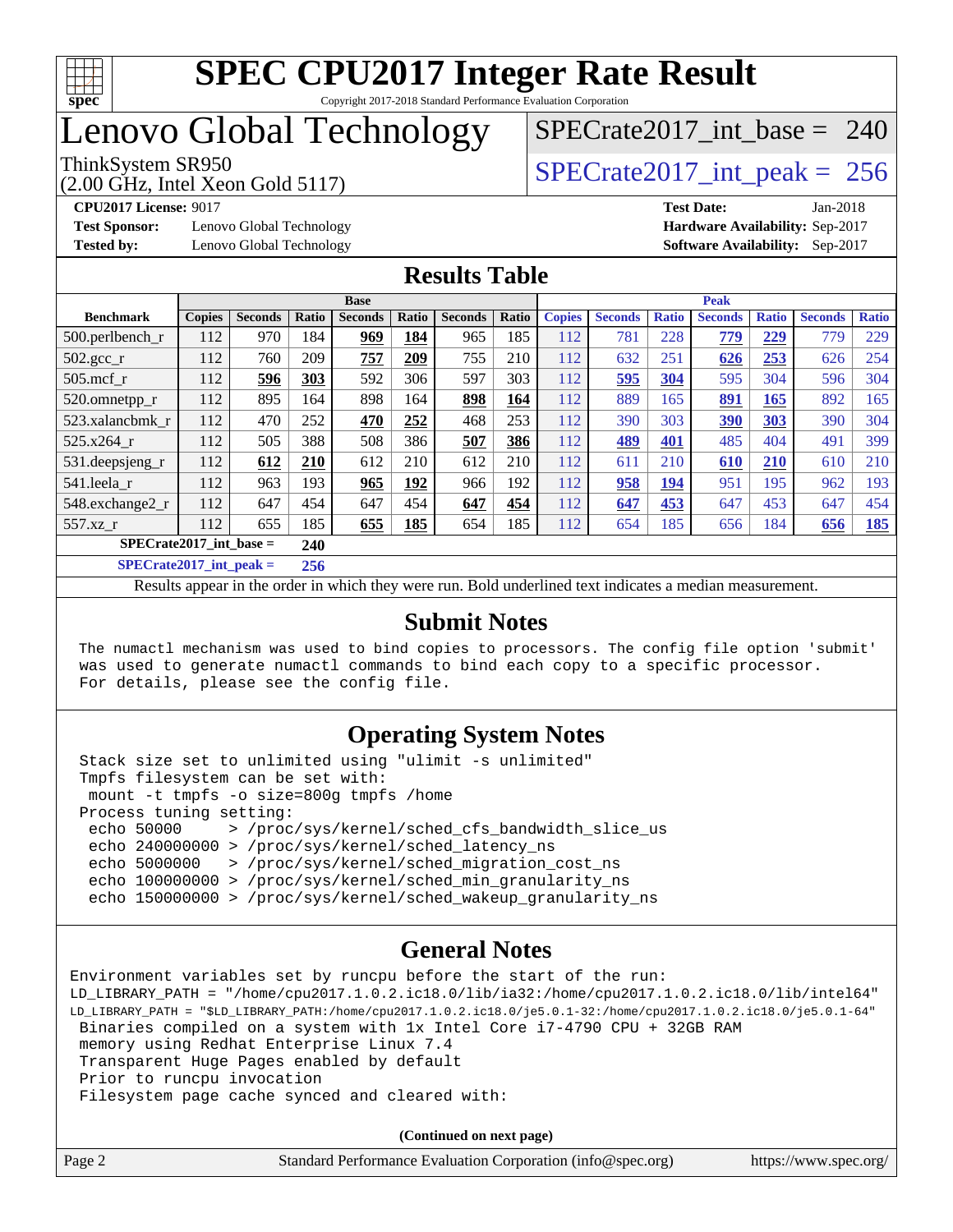# SPEC CPU2017 Integer Rate Result

Copyright 2017-2018 Standard Performance Evaluation Corporation

# Lenovo Global Technology

ThinkSystem SR950
(2.00 GHz, Intel Xeon Gold 5117)

SPECrate2017_int_base = 240

SPECrate2017_int_peak = 256

**CPU2017 License:** 9017
**Test Sponsor:** Lenovo Global Technology
**Tested by:** Lenovo Global Technology

**Test Date:** Jan-2018
**Hardware Availability:** Sep-2017
**Software Availability:** Sep-2017

## Results Table

| Benchmark | Base | | | | | | | Peak | | | | | | |
|---|---|---|---|---|---|---|---|---|---|---|---|---|---|---|
| | Copies | Seconds | Ratio | Seconds | Ratio | Seconds | Ratio | Copies | Seconds | Ratio | Seconds | Ratio | Seconds | Ratio |
| 500.perlbench_r | 112 | 970 | 184 | **969** | **184** | 965 | 185 | 112 | 781 | 228 | **779** | **229** | 779 | 229 |
| 502.gcc_r | 112 | 760 | 209 | **757** | **209** | 755 | 210 | 112 | 632 | 251 | **626** | **253** | 626 | 254 |
| 505.mcf_r | 112 | **596** | **303** | 592 | 306 | 597 | 303 | 112 | **595** | **304** | 595 | 304 | 596 | 304 |
| 520.omnetpp_r | 112 | 895 | 164 | 898 | 164 | **898** | **164** | 112 | 889 | 165 | **891** | **165** | 892 | 165 |
| 523.xalancbmk_r | 112 | 470 | 252 | **470** | **252** | 468 | 253 | 112 | 390 | 303 | **390** | **303** | 390 | 304 |
| 525.x264_r | 112 | 505 | 388 | 508 | 386 | **507** | **386** | 112 | **489** | **401** | 485 | 404 | 491 | 399 |
| 531.deepsjeng_r | 112 | **612** | **210** | 612 | 210 | 612 | 210 | 112 | 611 | 210 | **610** | **210** | 610 | 210 |
| 541.leela_r | 112 | 963 | 193 | **965** | **192** | 966 | 192 | 112 | **958** | **194** | 951 | 195 | 962 | 193 |
| 548.exchange2_r | 112 | 647 | 454 | 647 | 454 | **647** | **454** | 112 | **647** | **453** | 647 | 453 | 647 | 454 |
| 557.xz_r | 112 | 655 | 185 | **655** | **185** | 654 | 185 | 112 | 654 | 185 | 656 | 184 | **656** | **185** |

**SPECrate2017_int_base = 240**

**SPECrate2017_int_peak = 256**

Results appear in the order in which they were run. Bold underlined text indicates a median measurement.

## Submit Notes

```
The numactl mechanism was used to bind copies to processors. The config file option 'submit'
was used to generate numactl commands to bind each copy to a specific processor.
For details, please see the config file.
```

## Operating System Notes

```
Stack size set to unlimited using "ulimit -s unlimited"
Tmpfs filesystem can be set with:
 mount -t tmpfs -o size=800g tmpfs /home
Process tuning setting:
 echo 50000     > /proc/sys/kernel/sched_cfs_bandwidth_slice_us
 echo 240000000 > /proc/sys/kernel/sched_latency_ns
 echo 5000000   > /proc/sys/kernel/sched_migration_cost_ns
 echo 100000000 > /proc/sys/kernel/sched_min_granularity_ns
 echo 150000000 > /proc/sys/kernel/sched_wakeup_granularity_ns
```

## General Notes

```
Environment variables set by runcpu before the start of the run:
LD_LIBRARY_PATH = "/home/cpu2017.1.0.2.ic18.0/lib/ia32:/home/cpu2017.1.0.2.ic18.0/lib/intel64"
LD_LIBRARY_PATH = "$LD_LIBRARY_PATH:/home/cpu2017.1.0.2.ic18.0/je5.0.1-32:/home/cpu2017.1.0.2.ic18.0/je5.0.1-64"
 Binaries compiled on a system with 1x Intel Core i7-4790 CPU + 32GB RAM
 memory using Redhat Enterprise Linux 7.4
 Transparent Huge Pages enabled by default
 Prior to runcpu invocation
 Filesystem page cache synced and cleared with:
```

**(Continued on next page)**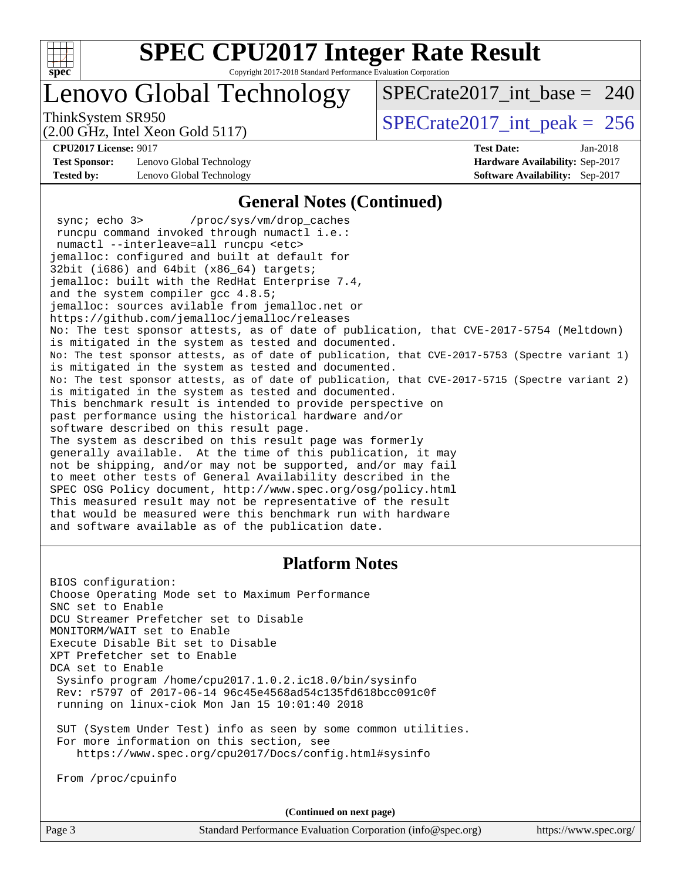# SPEC CPU2017 Integer Rate Result

Copyright 2017-2018 Standard Performance Evaluation Corporation

## Lenovo Global Technology

ThinkSystem SR950
(2.00 GHz, Intel Xeon Gold 5117)

SPECrate2017_int_base = 240

SPECrate2017_int_peak = 256

**CPU2017 License:** 9017
**Test Sponsor:** Lenovo Global Technology
**Tested by:** Lenovo Global Technology

**Test Date:** Jan-2018
**Hardware Availability:** Sep-2017
**Software Availability:** Sep-2017

### General Notes (Continued)

```
 sync; echo 3>       /proc/sys/vm/drop_caches
 runcpu command invoked through numactl i.e.:
 numactl --interleave=all runcpu <etc>
jemalloc: configured and built at default for
32bit (i686) and 64bit (x86_64) targets;
jemalloc: built with the RedHat Enterprise 7.4,
and the system compiler gcc 4.8.5;
jemalloc: sources avilable from jemalloc.net or
https://github.com/jemalloc/jemalloc/releases
No: The test sponsor attests, as of date of publication, that CVE-2017-5754 (Meltdown)
is mitigated in the system as tested and documented.
No: The test sponsor attests, as of date of publication, that CVE-2017-5753 (Spectre variant 1)
is mitigated in the system as tested and documented.
No: The test sponsor attests, as of date of publication, that CVE-2017-5715 (Spectre variant 2)
is mitigated in the system as tested and documented.
This benchmark result is intended to provide perspective on
past performance using the historical hardware and/or
software described on this result page.
The system as described on this result page was formerly
generally available.  At the time of this publication, it may
not be shipping, and/or may not be supported, and/or may fail
to meet other tests of General Availability described in the
SPEC OSG Policy document, http://www.spec.org/osg/policy.html
This measured result may not be representative of the result
that would be measured were this benchmark run with hardware
and software available as of the publication date.
```

### Platform Notes

```
BIOS configuration:
Choose Operating Mode set to Maximum Performance
SNC set to Enable
DCU Streamer Prefetcher set to Disable
MONITORM/WAIT set to Enable
Execute Disable Bit set to Disable
XPT Prefetcher set to Enable
DCA set to Enable
 Sysinfo program /home/cpu2017.1.0.2.ic18.0/bin/sysinfo
 Rev: r5797 of 2017-06-14 96c45e4568ad54c135fd618bcc091c0f
 running on linux-ciok Mon Jan 15 10:01:40 2018

 SUT (System Under Test) info as seen by some common utilities.
 For more information on this section, see
    https://www.spec.org/cpu2017/Docs/config.html#sysinfo

 From /proc/cpuinfo
```

**(Continued on next page)**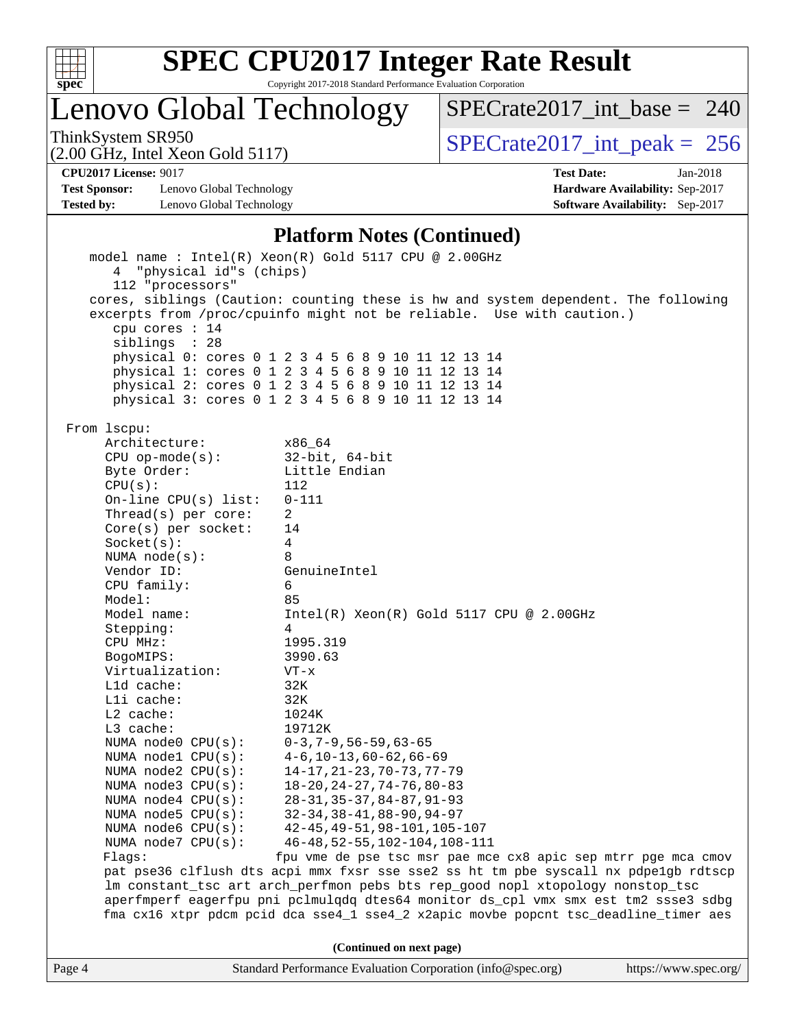# SPEC CPU2017 Integer Rate Result

Copyright 2017-2018 Standard Performance Evaluation Corporation

## Lenovo Global Technology

ThinkSystem SR950
(2.00 GHz, Intel Xeon Gold 5117)

SPECrate2017_int_base = 240

SPECrate2017_int_peak = 256

**CPU2017 License:** 9017
**Test Sponsor:** Lenovo Global Technology
**Tested by:** Lenovo Global Technology

**Test Date:** Jan-2018
**Hardware Availability:** Sep-2017
**Software Availability:** Sep-2017

### Platform Notes (Continued)

```
    model name : Intel(R) Xeon(R) Gold 5117 CPU @ 2.00GHz
       4  "physical id"s (chips)
       112 "processors"
    cores, siblings (Caution: counting these is hw and system dependent. The following
    excerpts from /proc/cpuinfo might not be reliable.  Use with caution.)
       cpu cores : 14
       siblings  : 28
       physical 0: cores 0 1 2 3 4 5 6 8 9 10 11 12 13 14
       physical 1: cores 0 1 2 3 4 5 6 8 9 10 11 12 13 14
       physical 2: cores 0 1 2 3 4 5 6 8 9 10 11 12 13 14
       physical 3: cores 0 1 2 3 4 5 6 8 9 10 11 12 13 14

 From lscpu:
      Architecture:          x86_64
      CPU op-mode(s):        32-bit, 64-bit
      Byte Order:            Little Endian
      CPU(s):                112
      On-line CPU(s) list:   0-111
      Thread(s) per core:    2
      Core(s) per socket:    14
      Socket(s):             4
      NUMA node(s):          8
      Vendor ID:             GenuineIntel
      CPU family:            6
      Model:                 85
      Model name:            Intel(R) Xeon(R) Gold 5117 CPU @ 2.00GHz
      Stepping:              4
      CPU MHz:               1995.319
      BogoMIPS:              3990.63
      Virtualization:        VT-x
      L1d cache:             32K
      L1i cache:             32K
      L2 cache:              1024K
      L3 cache:              19712K
      NUMA node0 CPU(s):     0-3,7-9,56-59,63-65
      NUMA node1 CPU(s):     4-6,10-13,60-62,66-69
      NUMA node2 CPU(s):     14-17,21-23,70-73,77-79
      NUMA node3 CPU(s):     18-20,24-27,74-76,80-83
      NUMA node4 CPU(s):     28-31,35-37,84-87,91-93
      NUMA node5 CPU(s):     32-34,38-41,88-90,94-97
      NUMA node6 CPU(s):     42-45,49-51,98-101,105-107
      NUMA node7 CPU(s):     46-48,52-55,102-104,108-111
      Flags:                fpu vme de pse tsc msr pae mce cx8 apic sep mtrr pge mca cmov
      pat pse36 clflush dts acpi mmx fxsr sse sse2 ss ht tm pbe syscall nx pdpe1gb rdtscp
      lm constant_tsc art arch_perfmon pebs bts rep_good nopl xtopology nonstop_tsc
      aperfmperf eagerfpu pni pclmulqdq dtes64 monitor ds_cpl vmx smx est tm2 ssse3 sdbg
      fma cx16 xtpr pdcm pcid dca sse4_1 sse4_2 x2apic movbe popcnt tsc_deadline_timer aes
```

**(Continued on next page)**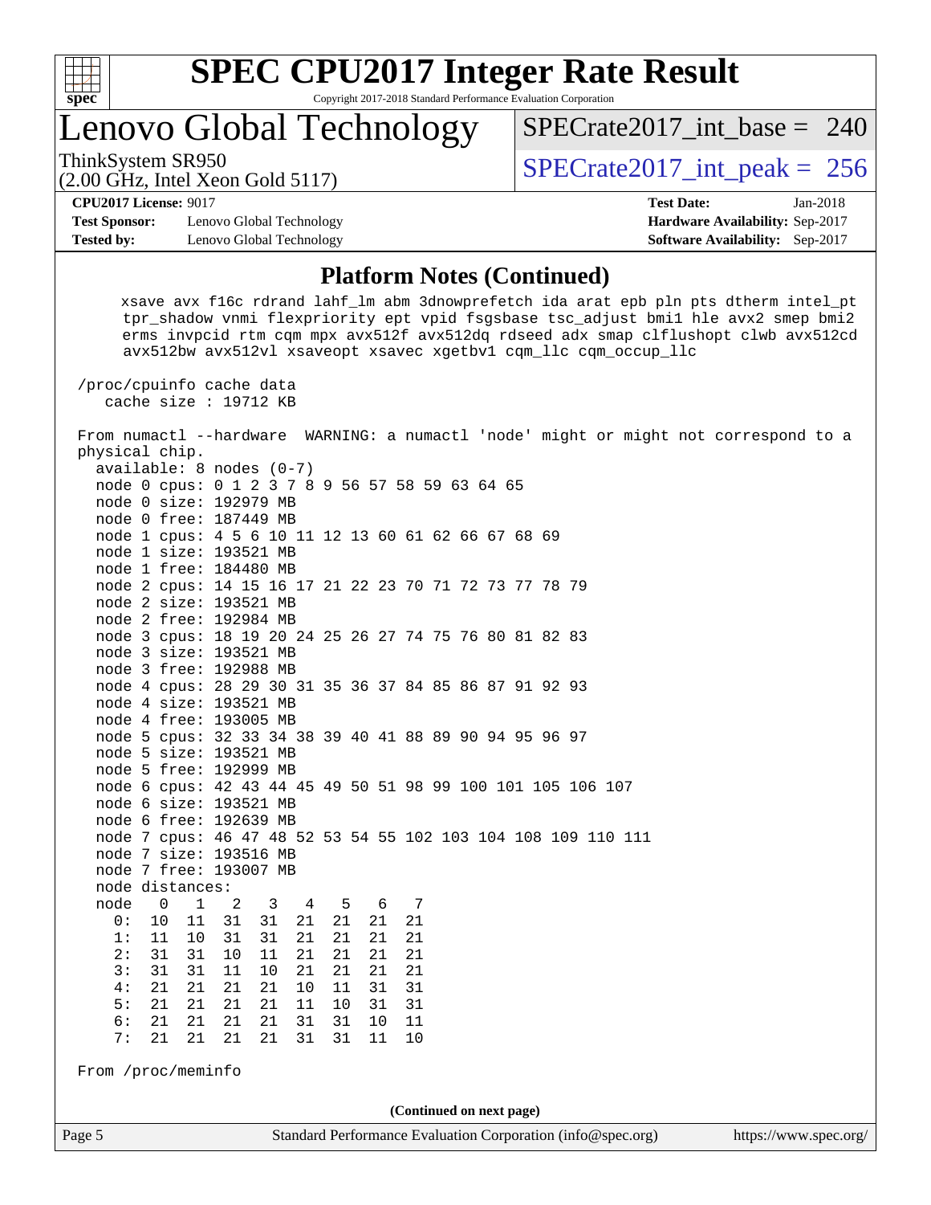## Platform Notes (Continued)

```
     xsave avx f16c rdrand lahf_lm abm 3dnowprefetch ida arat epb pln pts dtherm intel_pt
     tpr_shadow vnmi flexpriority ept vpid fsgsbase tsc_adjust bmi1 hle avx2 smep bmi2
     erms invpcid rtm cqm mpx avx512f avx512dq rdseed adx smap clflushopt clwb avx512cd
     avx512bw avx512vl xsaveopt xsavec xgetbv1 cqm_llc cqm_occup_llc

 /proc/cpuinfo cache data
    cache size : 19712 KB

 From numactl --hardware  WARNING: a numactl 'node' might or might not correspond to a
 physical chip.
   available: 8 nodes (0-7)
   node 0 cpus: 0 1 2 3 7 8 9 56 57 58 59 63 64 65
   node 0 size: 192979 MB
   node 0 free: 187449 MB
   node 1 cpus: 4 5 6 10 11 12 13 60 61 62 66 67 68 69
   node 1 size: 193521 MB
   node 1 free: 184480 MB
   node 2 cpus: 14 15 16 17 21 22 23 70 71 72 73 77 78 79
   node 2 size: 193521 MB
   node 2 free: 192984 MB
   node 3 cpus: 18 19 20 24 25 26 27 74 75 76 80 81 82 83
   node 3 size: 193521 MB
   node 3 free: 192988 MB
   node 4 cpus: 28 29 30 31 35 36 37 84 85 86 87 91 92 93
   node 4 size: 193521 MB
   node 4 free: 193005 MB
   node 5 cpus: 32 33 34 38 39 40 41 88 89 90 94 95 96 97
   node 5 size: 193521 MB
   node 5 free: 192999 MB
   node 6 cpus: 42 43 44 45 49 50 51 98 99 100 101 105 106 107
   node 6 size: 193521 MB
   node 6 free: 192639 MB
   node 7 cpus: 46 47 48 52 53 54 55 102 103 104 108 109 110 111
   node 7 size: 193516 MB
   node 7 free: 193007 MB
   node distances:
   node   0   1   2   3   4   5   6   7
     0:  10  11  31  31  21  21  21  21
     1:  11  10  31  31  21  21  21  21
     2:  31  31  10  11  21  21  21  21
     3:  31  31  11  10  21  21  21  21
     4:  21  21  21  21  10  11  31  31
     5:  21  21  21  21  11  10  31  31
     6:  21  21  21  21  31  31  10  11
     7:  21  21  21  21  31  31  11  10

 From /proc/meminfo
```

(Continued on next page)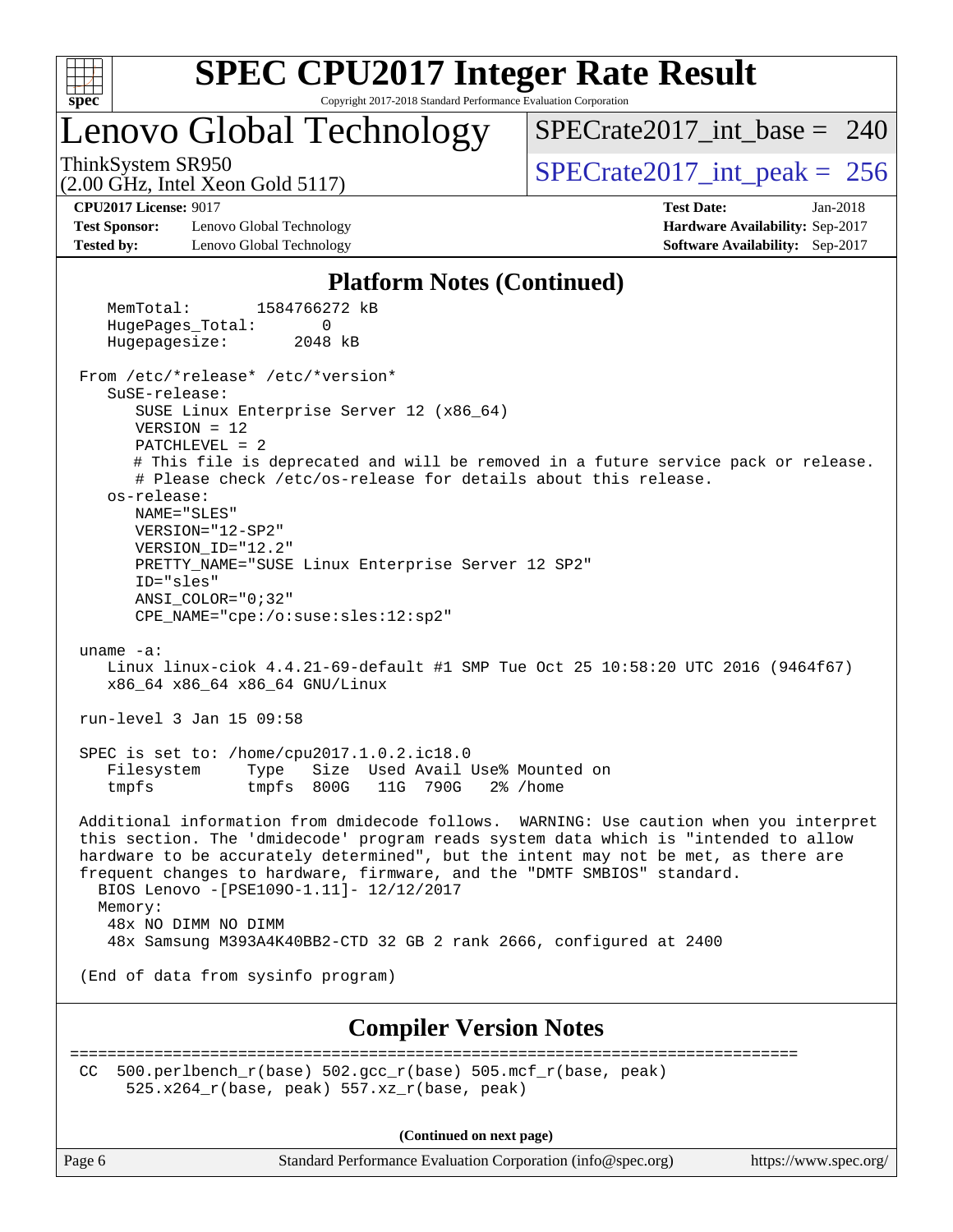## Platform Notes (Continued)

```
    MemTotal:       1584766272 kB
    HugePages_Total:       0
    Hugepagesize:       2048 kB

 From /etc/*release* /etc/*version*
    SuSE-release:
       SUSE Linux Enterprise Server 12 (x86_64)
       VERSION = 12
       PATCHLEVEL = 2
       # This file is deprecated and will be removed in a future service pack or release.
       # Please check /etc/os-release for details about this release.
    os-release:
       NAME="SLES"
       VERSION="12-SP2"
       VERSION_ID="12.2"
       PRETTY_NAME="SUSE Linux Enterprise Server 12 SP2"
       ID="sles"
       ANSI_COLOR="0;32"
       CPE_NAME="cpe:/o:suse:sles:12:sp2"

 uname -a:
    Linux linux-ciok 4.4.21-69-default #1 SMP Tue Oct 25 10:58:20 UTC 2016 (9464f67)
    x86_64 x86_64 x86_64 GNU/Linux

 run-level 3 Jan 15 09:58

 SPEC is set to: /home/cpu2017.1.0.2.ic18.0
    Filesystem     Type   Size  Used Avail Use% Mounted on
    tmpfs          tmpfs  800G   11G  790G   2% /home

 Additional information from dmidecode follows.  WARNING: Use caution when you interpret
 this section. The 'dmidecode' program reads system data which is "intended to allow
 hardware to be accurately determined", but the intent may not be met, as there are
 frequent changes to hardware, firmware, and the "DMTF SMBIOS" standard.
   BIOS Lenovo -[PSE109O-1.11]- 12/12/2017
   Memory:
    48x NO DIMM NO DIMM
    48x Samsung M393A4K40BB2-CTD 32 GB 2 rank 2666, configured at 2400

 (End of data from sysinfo program)
```

## Compiler Version Notes

```
==============================================================================
 CC  500.perlbench_r(base) 502.gcc_r(base) 505.mcf_r(base, peak)
       525.x264_r(base, peak) 557.xz_r(base, peak)
```

(Continued on next page)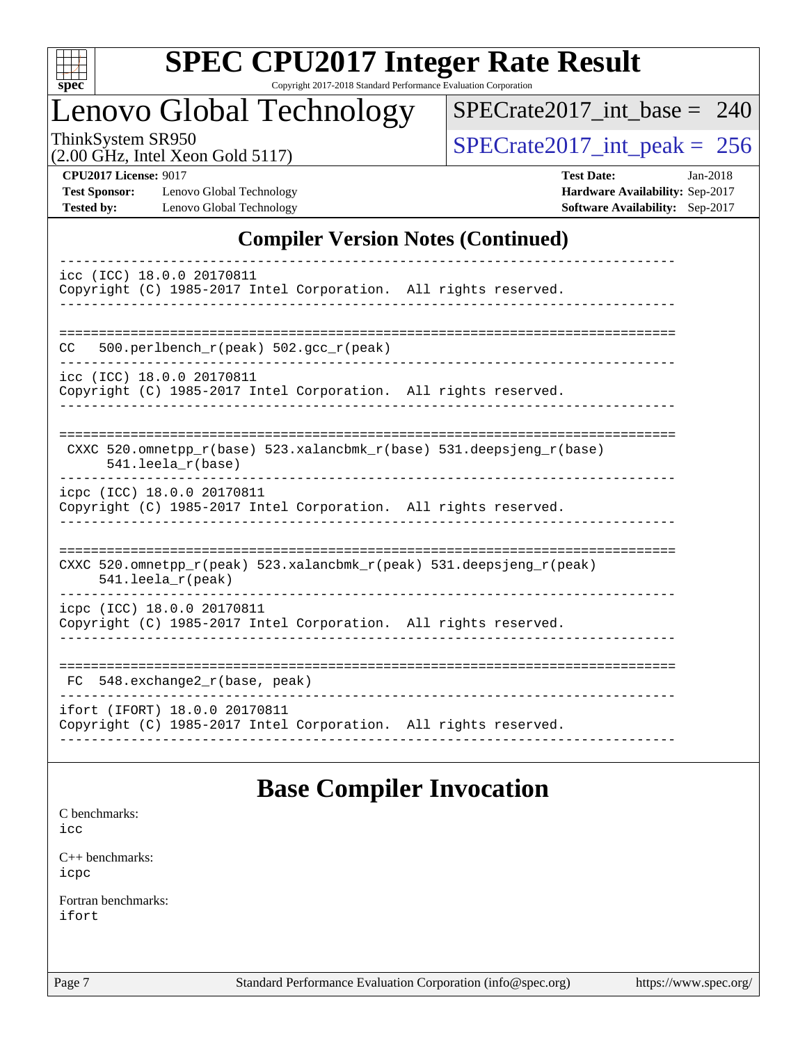## Compiler Version Notes (Continued)

```
------------------------------------------------------------------------------
icc (ICC) 18.0.0 20170811
Copyright (C) 1985-2017 Intel Corporation.  All rights reserved.
------------------------------------------------------------------------------

==============================================================================
CC   500.perlbench_r(peak) 502.gcc_r(peak)
------------------------------------------------------------------------------
icc (ICC) 18.0.0 20170811
Copyright (C) 1985-2017 Intel Corporation.  All rights reserved.
------------------------------------------------------------------------------

==============================================================================
 CXXC 520.omnetpp_r(base) 523.xalancbmk_r(base) 531.deepsjeng_r(base)
      541.leela_r(base)
------------------------------------------------------------------------------
icpc (ICC) 18.0.0 20170811
Copyright (C) 1985-2017 Intel Corporation.  All rights reserved.
------------------------------------------------------------------------------

==============================================================================
CXXC 520.omnetpp_r(peak) 523.xalancbmk_r(peak) 531.deepsjeng_r(peak)
     541.leela_r(peak)
------------------------------------------------------------------------------
icpc (ICC) 18.0.0 20170811
Copyright (C) 1985-2017 Intel Corporation.  All rights reserved.
------------------------------------------------------------------------------

==============================================================================
 FC  548.exchange2_r(base, peak)
------------------------------------------------------------------------------
ifort (IFORT) 18.0.0 20170811
Copyright (C) 1985-2017 Intel Corporation.  All rights reserved.
------------------------------------------------------------------------------
```

## Base Compiler Invocation

C benchmarks:
icc

C++ benchmarks:
icpc

Fortran benchmarks:
ifort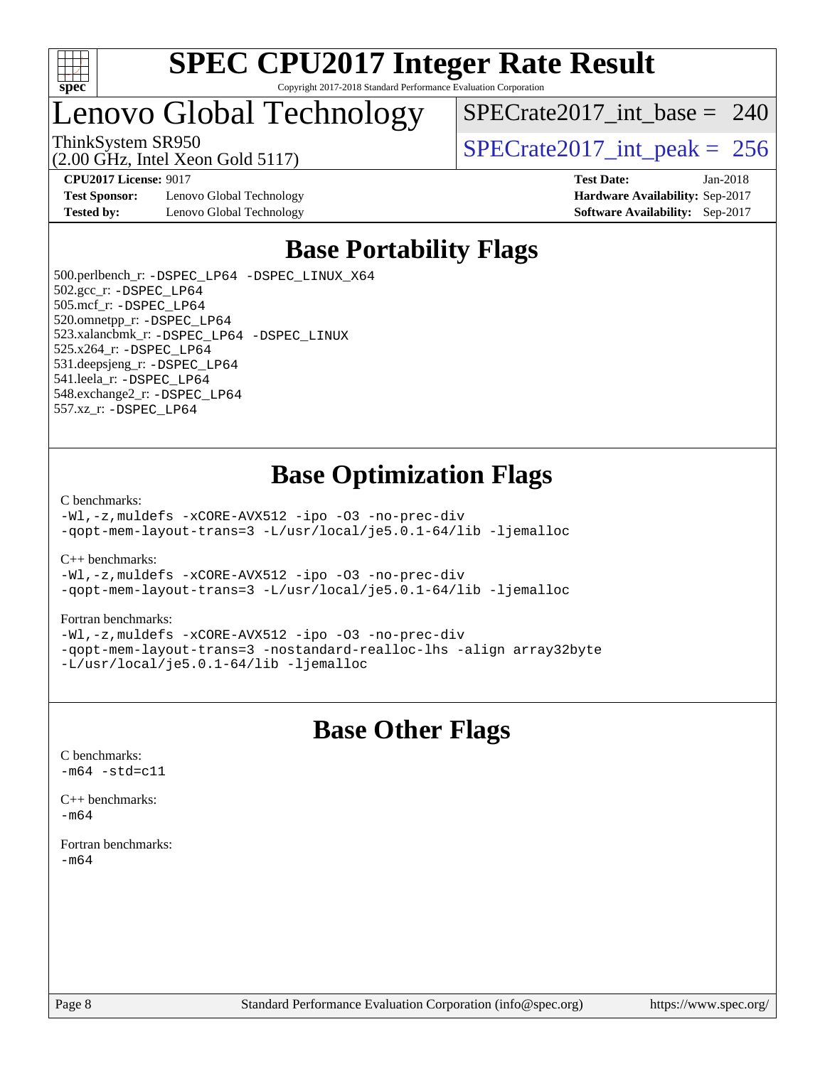# Base Portability Flags

500.perlbench_r: -DSPEC_LP64 -DSPEC_LINUX_X64
502.gcc_r: -DSPEC_LP64
505.mcf_r: -DSPEC_LP64
520.omnetpp_r: -DSPEC_LP64
523.xalancbmk_r: -DSPEC_LP64 -DSPEC_LINUX
525.x264_r: -DSPEC_LP64
531.deepsjeng_r: -DSPEC_LP64
541.leela_r: -DSPEC_LP64
548.exchange2_r: -DSPEC_LP64
557.xz_r: -DSPEC_LP64

# Base Optimization Flags

C benchmarks:
-Wl,-z,muldefs -xCORE-AVX512 -ipo -O3 -no-prec-div
-qopt-mem-layout-trans=3 -L/usr/local/je5.0.1-64/lib -ljemalloc

C++ benchmarks:
-Wl,-z,muldefs -xCORE-AVX512 -ipo -O3 -no-prec-div
-qopt-mem-layout-trans=3 -L/usr/local/je5.0.1-64/lib -ljemalloc

Fortran benchmarks:
-Wl,-z,muldefs -xCORE-AVX512 -ipo -O3 -no-prec-div
-qopt-mem-layout-trans=3 -nostandard-realloc-lhs -align array32byte
-L/usr/local/je5.0.1-64/lib -ljemalloc

# Base Other Flags

C benchmarks:
-m64 -std=c11

C++ benchmarks:
-m64

Fortran benchmarks:
-m64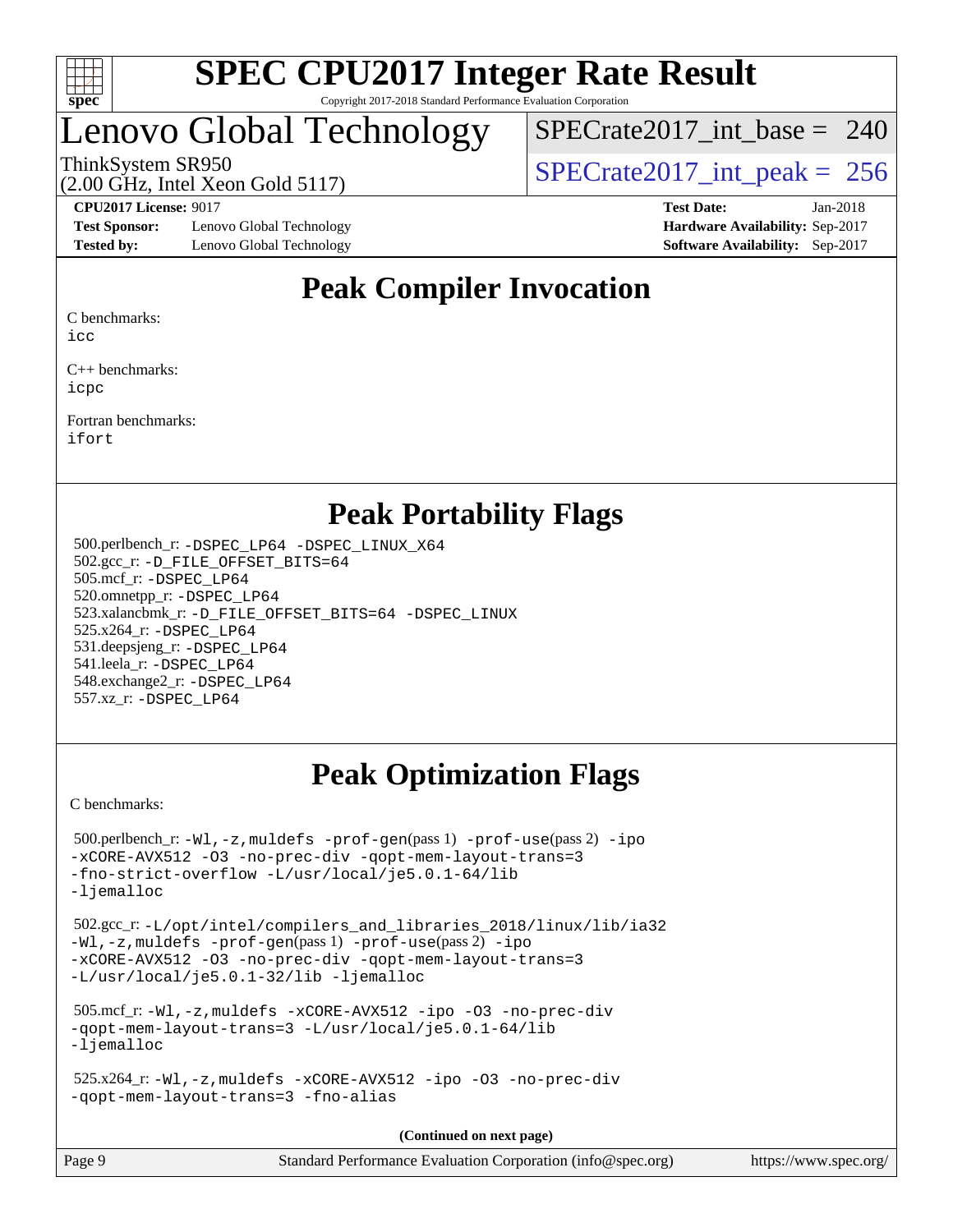# SPEC CPU2017 Integer Rate Result

Copyright 2017-2018 Standard Performance Evaluation Corporation

## Lenovo Global Technology

ThinkSystem SR950
(2.00 GHz, Intel Xeon Gold 5117)

SPECrate2017_int_base = 240

SPECrate2017_int_peak = 256

**CPU2017 License:** 9017
**Test Sponsor:** Lenovo Global Technology
**Tested by:** Lenovo Global Technology

**Test Date:** Jan-2018
**Hardware Availability:** Sep-2017
**Software Availability:** Sep-2017

## Peak Compiler Invocation

C benchmarks:
icc

C++ benchmarks:
icpc

Fortran benchmarks:
ifort

## Peak Portability Flags

500.perlbench_r: -DSPEC_LP64 -DSPEC_LINUX_X64
502.gcc_r: -D_FILE_OFFSET_BITS=64
505.mcf_r: -DSPEC_LP64
520.omnetpp_r: -DSPEC_LP64
523.xalancbmk_r: -D_FILE_OFFSET_BITS=64 -DSPEC_LINUX
525.x264_r: -DSPEC_LP64
531.deepsjeng_r: -DSPEC_LP64
541.leela_r: -DSPEC_LP64
548.exchange2_r: -DSPEC_LP64
557.xz_r: -DSPEC_LP64

## Peak Optimization Flags

C benchmarks:

500.perlbench_r: -Wl,-z,muldefs -prof-gen(pass 1) -prof-use(pass 2) -ipo -xCORE-AVX512 -O3 -no-prec-div -qopt-mem-layout-trans=3 -fno-strict-overflow -L/usr/local/je5.0.1-64/lib -ljemalloc

502.gcc_r: -L/opt/intel/compilers_and_libraries_2018/linux/lib/ia32 -Wl,-z,muldefs -prof-gen(pass 1) -prof-use(pass 2) -ipo -xCORE-AVX512 -O3 -no-prec-div -qopt-mem-layout-trans=3 -L/usr/local/je5.0.1-32/lib -ljemalloc

505.mcf_r: -Wl,-z,muldefs -xCORE-AVX512 -ipo -O3 -no-prec-div -qopt-mem-layout-trans=3 -L/usr/local/je5.0.1-64/lib -ljemalloc

525.x264_r: -Wl,-z,muldefs -xCORE-AVX512 -ipo -O3 -no-prec-div -qopt-mem-layout-trans=3 -fno-alias

**(Continued on next page)**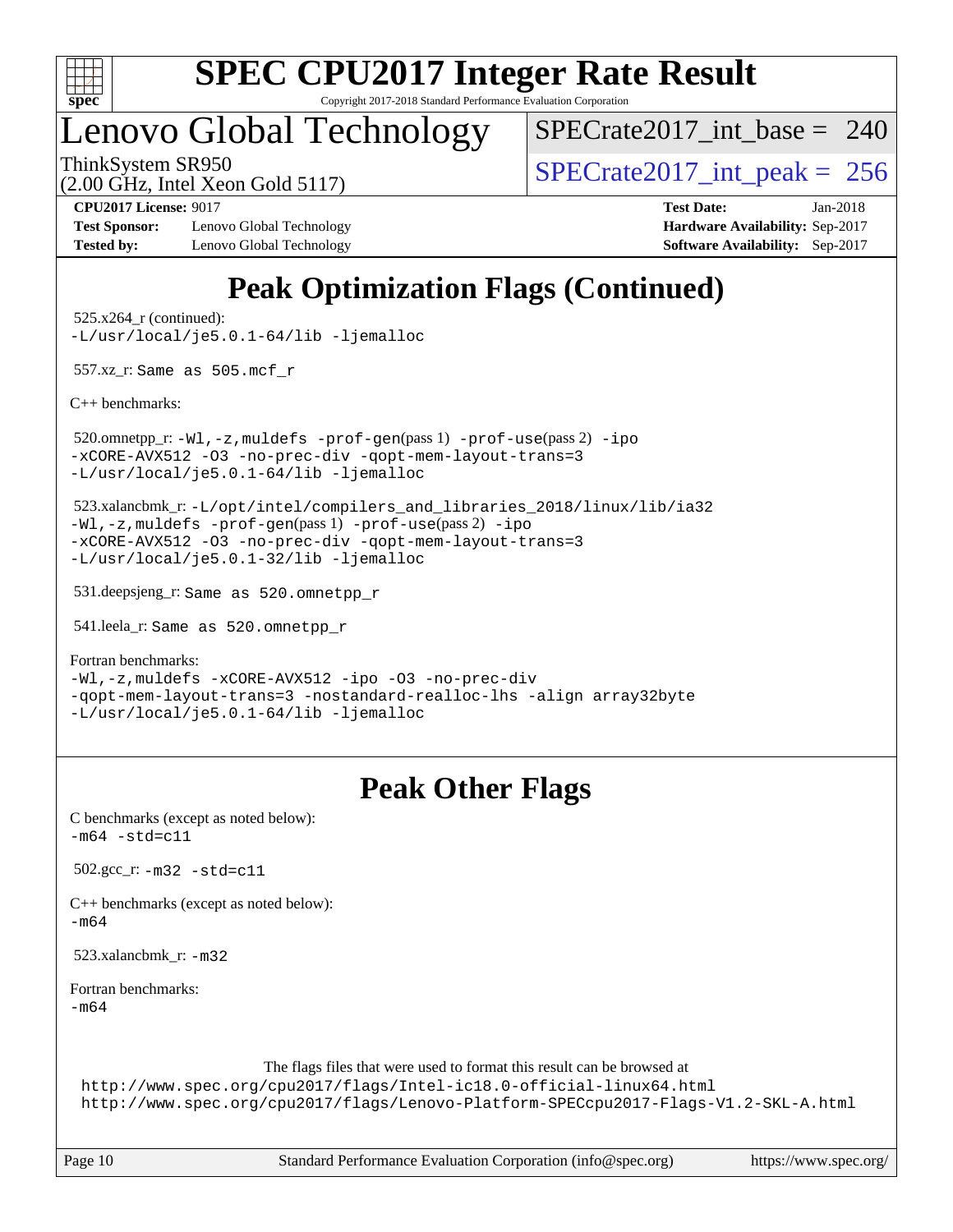# SPEC CPU2017 Integer Rate Result

Copyright 2017-2018 Standard Performance Evaluation Corporation

## Lenovo Global Technology

ThinkSystem SR950
(2.00 GHz, Intel Xeon Gold 5117)

SPECrate2017_int_base = 240

SPECrate2017_int_peak = 256

**CPU2017 License:** 9017
**Test Sponsor:** Lenovo Global Technology
**Tested by:** Lenovo Global Technology

**Test Date:** Jan-2018
**Hardware Availability:** Sep-2017
**Software Availability:** Sep-2017

# Peak Optimization Flags (Continued)

525.x264_r (continued):
```
-L/usr/local/je5.0.1-64/lib -ljemalloc
```

557.xz_r: Same as 505.mcf_r

C++ benchmarks:

520.omnetpp_r:
```
-Wl,-z,muldefs -prof-gen(pass 1) -prof-use(pass 2) -ipo
-xCORE-AVX512 -O3 -no-prec-div -qopt-mem-layout-trans=3
-L/usr/local/je5.0.1-64/lib -ljemalloc
```

523.xalancbmk_r:
```
-L/opt/intel/compilers_and_libraries_2018/linux/lib/ia32
-Wl,-z,muldefs -prof-gen(pass 1) -prof-use(pass 2) -ipo
-xCORE-AVX512 -O3 -no-prec-div -qopt-mem-layout-trans=3
-L/usr/local/je5.0.1-32/lib -ljemalloc
```

531.deepsjeng_r: Same as 520.omnetpp_r

541.leela_r: Same as 520.omnetpp_r

Fortran benchmarks:
```
-Wl,-z,muldefs -xCORE-AVX512 -ipo -O3 -no-prec-div
-qopt-mem-layout-trans=3 -nostandard-realloc-lhs -align array32byte
-L/usr/local/je5.0.1-64/lib -ljemalloc
```

# Peak Other Flags

C benchmarks (except as noted below):
```
-m64 -std=c11
```

502.gcc_r: `-m32 -std=c11`

C++ benchmarks (except as noted below):
```
-m64
```

523.xalancbmk_r: `-m32`

Fortran benchmarks:
```
-m64
```

The flags files that were used to format this result can be browsed at
http://www.spec.org/cpu2017/flags/Intel-ic18.0-official-linux64.html
http://www.spec.org/cpu2017/flags/Lenovo-Platform-SPECcpu2017-Flags-V1.2-SKL-A.html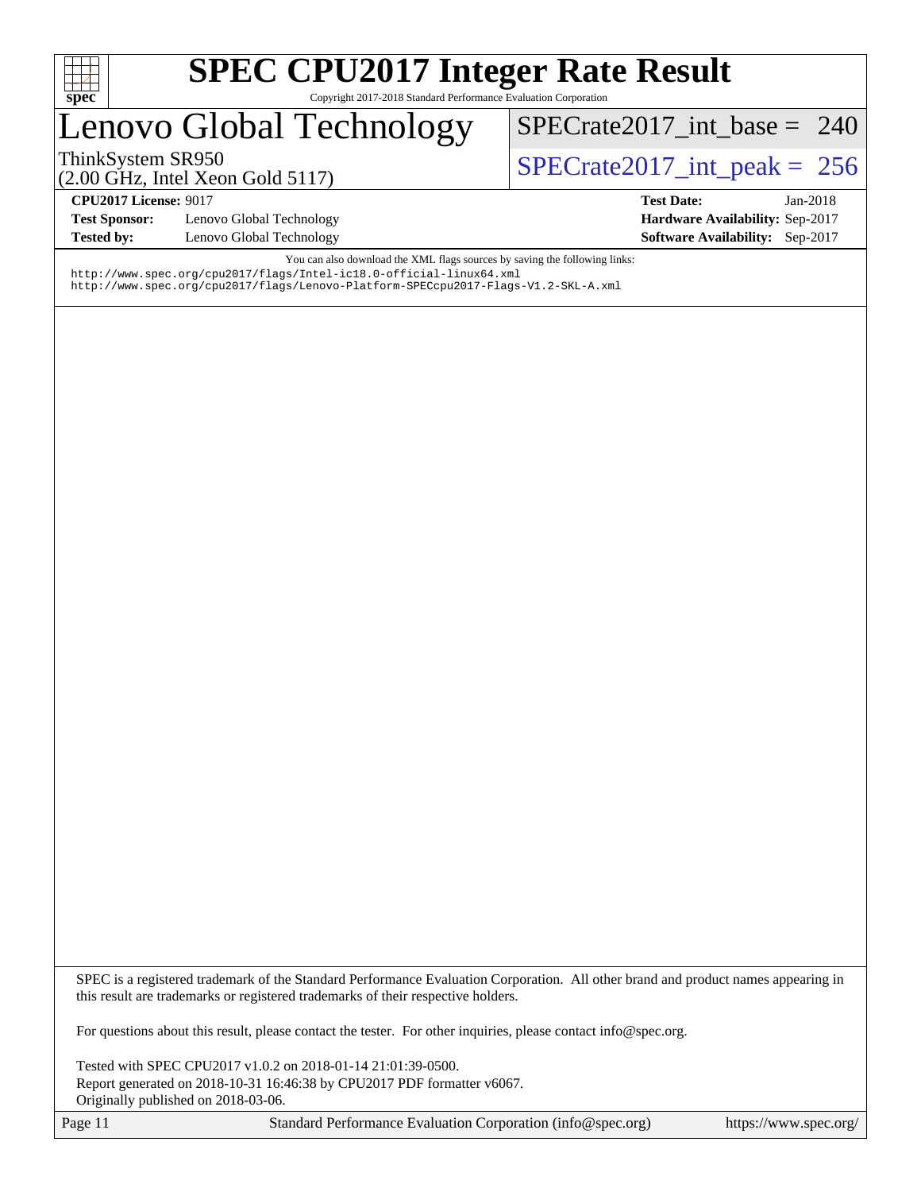You can also download the XML flags sources by saving the following links:

http://www.spec.org/cpu2017/flags/Intel-ic18.0-official-linux64.xml
http://www.spec.org/cpu2017/flags/Lenovo-Platform-SPECcpu2017-Flags-V1.2-SKL-A.xml

SPEC is a registered trademark of the Standard Performance Evaluation Corporation. All other brand and product names appearing in this result are trademarks or registered trademarks of their respective holders.

For questions about this result, please contact the tester. For other inquiries, please contact info@spec.org.

Tested with SPEC CPU2017 v1.0.2 on 2018-01-14 21:01:39-0500.
Report generated on 2018-10-31 16:46:38 by CPU2017 PDF formatter v6067.
Originally published on 2018-03-06.